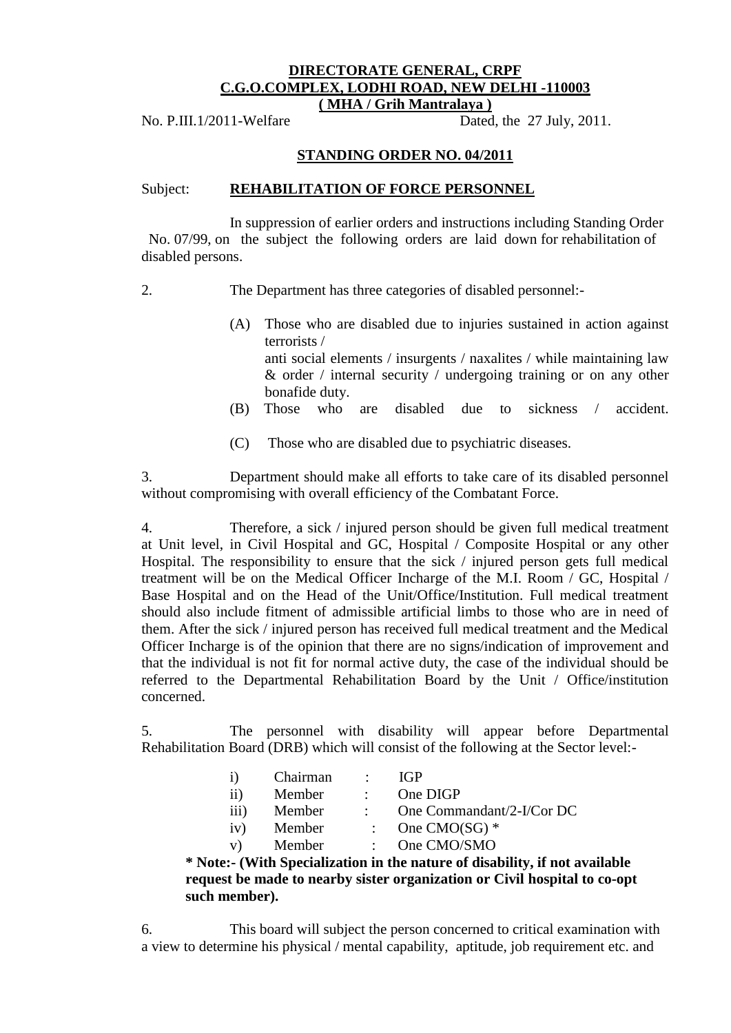**DIRECTORATE GENERAL, CRPF**
**C.G.O.COMPLEX, LODHI ROAD, NEW DELHI -110003**
**( MHA / Grih Mantralaya )**

No. P.III.1/2011-Welfare Dated, the 27 July, 2011.

## STANDING ORDER NO. 04/2011

Subject: **REHABILITATION OF FORCE PERSONNEL**

In suppression of earlier orders and instructions including Standing Order No. 07/99, on the subject the following orders are laid down for rehabilitation of disabled persons.

2. The Department has three categories of disabled personnel:-

(A) Those who are disabled due to injuries sustained in action against terrorists / anti social elements / insurgents / naxalites / while maintaining law & order / internal security / undergoing training or on any other bonafide duty.

(B) Those who are disabled due to sickness / accident.

(C) Those who are disabled due to psychiatric diseases.

3. Department should make all efforts to take care of its disabled personnel without compromising with overall efficiency of the Combatant Force.

4. Therefore, a sick / injured person should be given full medical treatment at Unit level, in Civil Hospital and GC, Hospital / Composite Hospital or any other Hospital. The responsibility to ensure that the sick / injured person gets full medical treatment will be on the Medical Officer Incharge of the M.I. Room / GC, Hospital / Base Hospital and on the Head of the Unit/Office/Institution. Full medical treatment should also include fitment of admissible artificial limbs to those who are in need of them. After the sick / injured person has received full medical treatment and the Medical Officer Incharge is of the opinion that there are no signs/indication of improvement and that the individual is not fit for normal active duty, the case of the individual should be referred to the Departmental Rehabilitation Board by the Unit / Office/institution concerned.

5. The personnel with disability will appear before Departmental Rehabilitation Board (DRB) which will consist of the following at the Sector level:-

| | | | |
|---|---|---|---|
| i) | Chairman | : | IGP |
| ii) | Member | : | One DIGP |
| iii) | Member | : | One Commandant/2-I/Cor DC |
| iv) | Member | : | One CMO(SG) * |
| v) | Member | : | One CMO/SMO |

**\* Note:- (With Specialization in the nature of disability, if not available request be made to nearby sister organization or Civil hospital to co-opt such member).**

6. This board will subject the person concerned to critical examination with a view to determine his physical / mental capability, aptitude, job requirement etc. and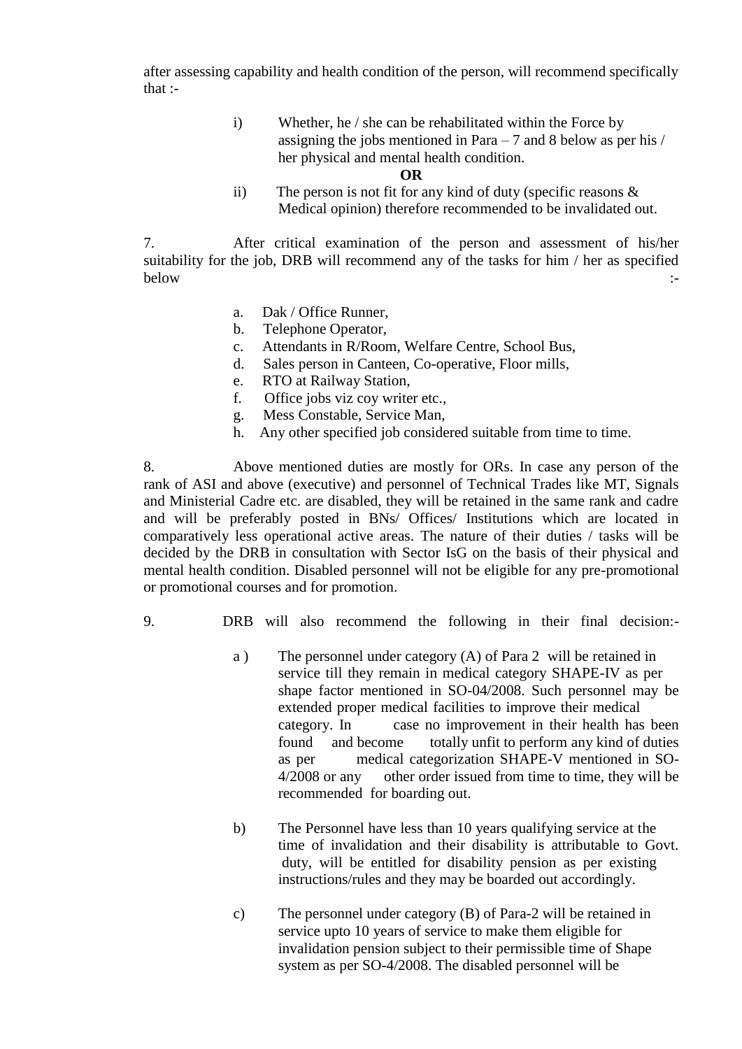after assessing capability and health condition of the person, will recommend specifically that :-

i) Whether, he / she can be rehabilitated within the Force by assigning the jobs mentioned in Para – 7 and 8 below as per his / her physical and mental health condition.

**OR**

ii) The person is not fit for any kind of duty (specific reasons & Medical opinion) therefore recommended to be invalidated out.

7. After critical examination of the person and assessment of his/her suitability for the job, DRB will recommend any of the tasks for him / her as specified below :-

a. Dak / Office Runner,
b. Telephone Operator,
c. Attendants in R/Room, Welfare Centre, School Bus,
d. Sales person in Canteen, Co-operative, Floor mills,
e. RTO at Railway Station,
f. Office jobs viz coy writer etc.,
g. Mess Constable, Service Man,
h. Any other specified job considered suitable from time to time.

8. Above mentioned duties are mostly for ORs. In case any person of the rank of ASI and above (executive) and personnel of Technical Trades like MT, Signals and Ministerial Cadre etc. are disabled, they will be retained in the same rank and cadre and will be preferably posted in BNs/ Offices/ Institutions which are located in comparatively less operational active areas. The nature of their duties / tasks will be decided by the DRB in consultation with Sector IsG on the basis of their physical and mental health condition. Disabled personnel will not be eligible for any pre-promotional or promotional courses and for promotion.

9. DRB will also recommend the following in their final decision:-

a ) The personnel under category (A) of Para 2 will be retained in service till they remain in medical category SHAPE-IV as per shape factor mentioned in SO-04/2008. Such personnel may be extended proper medical facilities to improve their medical category. In case no improvement in their health has been found and become totally unfit to perform any kind of duties as per medical categorization SHAPE-V mentioned in SO-4/2008 or any other order issued from time to time, they will be recommended for boarding out.

b) The Personnel have less than 10 years qualifying service at the time of invalidation and their disability is attributable to Govt. duty, will be entitled for disability pension as per existing instructions/rules and they may be boarded out accordingly.

c) The personnel under category (B) of Para-2 will be retained in service upto 10 years of service to make them eligible for invalidation pension subject to their permissible time of Shape system as per SO-4/2008. The disabled personnel will be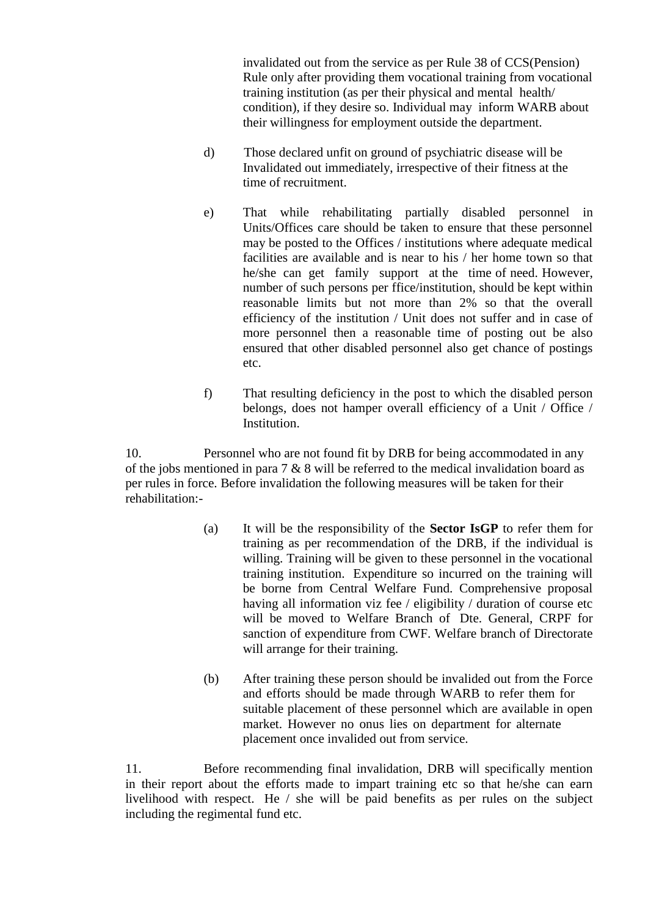invalidated out from the service as per Rule 38 of CCS(Pension) Rule only after providing them vocational training from vocational training institution (as per their physical and mental health/ condition), if they desire so. Individual may inform WARB about their willingness for employment outside the department.

d) Those declared unfit on ground of psychiatric disease will be Invalidated out immediately, irrespective of their fitness at the time of recruitment.

e) That while rehabilitating partially disabled personnel in Units/Offices care should be taken to ensure that these personnel may be posted to the Offices / institutions where adequate medical facilities are available and is near to his / her home town so that he/she can get family support at the time of need. However, number of such persons per ffice/institution, should be kept within reasonable limits but not more than 2% so that the overall efficiency of the institution / Unit does not suffer and in case of more personnel then a reasonable time of posting out be also ensured that other disabled personnel also get chance of postings etc.

f) That resulting deficiency in the post to which the disabled person belongs, does not hamper overall efficiency of a Unit / Office / Institution.

10. Personnel who are not found fit by DRB for being accommodated in any of the jobs mentioned in para 7 & 8 will be referred to the medical invalidation board as per rules in force. Before invalidation the following measures will be taken for their rehabilitation:-

(a) It will be the responsibility of the **Sector IsGP** to refer them for training as per recommendation of the DRB, if the individual is willing. Training will be given to these personnel in the vocational training institution. Expenditure so incurred on the training will be borne from Central Welfare Fund. Comprehensive proposal having all information viz fee / eligibility / duration of course etc will be moved to Welfare Branch of Dte. General, CRPF for sanction of expenditure from CWF. Welfare branch of Directorate will arrange for their training.

(b) After training these person should be invalided out from the Force and efforts should be made through WARB to refer them for suitable placement of these personnel which are available in open market. However no onus lies on department for alternate placement once invalided out from service.

11. Before recommending final invalidation, DRB will specifically mention in their report about the efforts made to impart training etc so that he/she can earn livelihood with respect. He / she will be paid benefits as per rules on the subject including the regimental fund etc.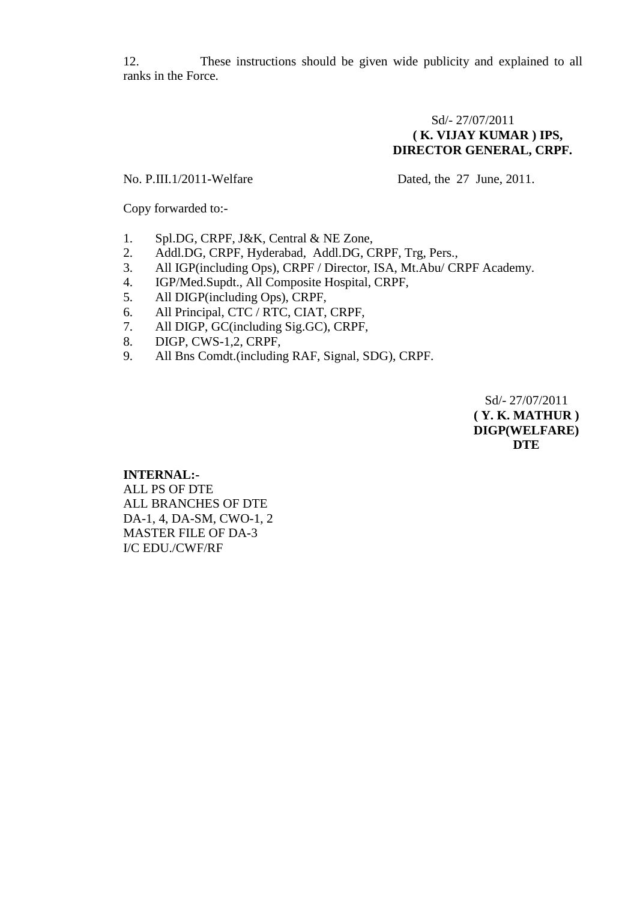12. These instructions should be given wide publicity and explained to all ranks in the Force.

Sd/- 27/07/2011
**( K. VIJAY KUMAR ) IPS,**
**DIRECTOR GENERAL, CRPF.**

No. P.III.1/2011-Welfare Dated, the 27 June, 2011.

Copy forwarded to:-

1. Spl.DG, CRPF, J&K, Central & NE Zone,
2. Addl.DG, CRPF, Hyderabad, Addl.DG, CRPF, Trg, Pers.,
3. All IGP(including Ops), CRPF / Director, ISA, Mt.Abu/ CRPF Academy.
4. IGP/Med.Supdt., All Composite Hospital, CRPF,
5. All DIGP(including Ops), CRPF,
6. All Principal, CTC / RTC, CIAT, CRPF,
7. All DIGP, GC(including Sig.GC), CRPF,
8. DIGP, CWS-1,2, CRPF,
9. All Bns Comdt.(including RAF, Signal, SDG), CRPF.

Sd/- 27/07/2011
**( Y. K. MATHUR )**
**DIGP(WELFARE)**
**DTE**

**INTERNAL:-**
ALL PS OF DTE
ALL BRANCHES OF DTE
DA-1, 4, DA-SM, CWO-1, 2
MASTER FILE OF DA-3
I/C EDU./CWF/RF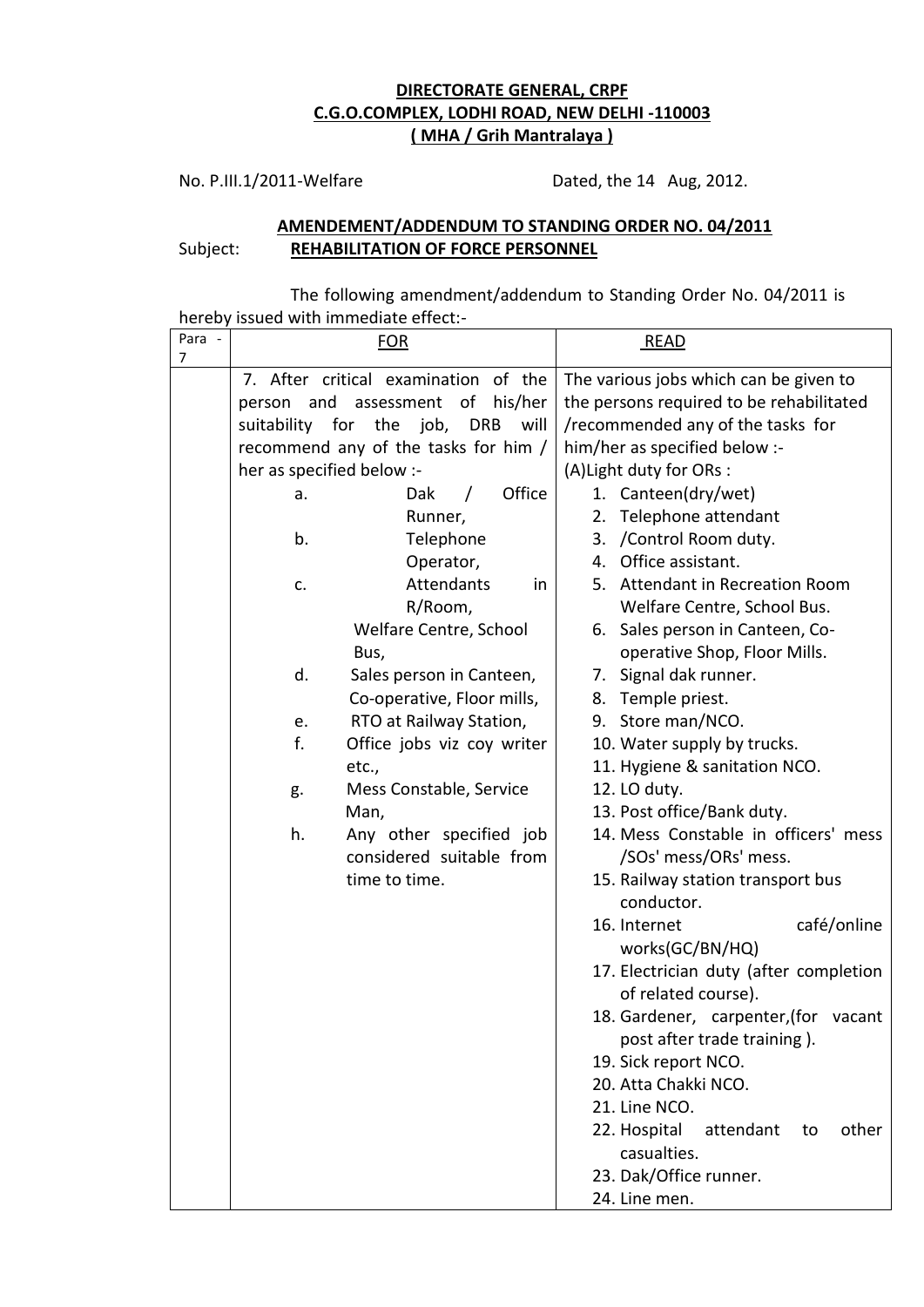**DIRECTORATE GENERAL, CRPF**
**C.G.O.COMPLEX, LODHI ROAD, NEW DELHI -110003**
**( MHA / Grih Mantralaya )**

No. P.III.1/2011-Welfare    Dated, the 14 Aug, 2012.

**AMENDEMENT/ADDENDUM TO STANDING ORDER NO. 04/2011**

Subject: **REHABILITATION OF FORCE PERSONNEL**

The following amendment/addendum to Standing Order No. 04/2011 is hereby issued with immediate effect:-

| Para - 7 | FOR | READ |
|---|---|---|
| | 7. After critical examination of the person and assessment of his/her suitability for the job, DRB will recommend any of the tasks for him / her as specified below :-<br>a. Dak / Office Runner,<br>b. Telephone Operator,<br>c. Attendants in R/Room, Welfare Centre, School Bus,<br>d. Sales person in Canteen, Co-operative, Floor mills,<br>e. RTO at Railway Station,<br>f. Office jobs viz coy writer etc.,<br>g. Mess Constable, Service Man,<br>h. Any other specified job considered suitable from time to time. | The various jobs which can be given to the persons required to be rehabilitated /recommended any of the tasks for him/her as specified below :-<br>(A)Light duty for ORs :<br>1. Canteen(dry/wet)<br>2. Telephone attendant<br>3. /Control Room duty.<br>4. Office assistant.<br>5. Attendant in Recreation Room Welfare Centre, School Bus.<br>6. Sales person in Canteen, Co-operative Shop, Floor Mills.<br>7. Signal dak runner.<br>8. Temple priest.<br>9. Store man/NCO.<br>10. Water supply by trucks.<br>11. Hygiene & sanitation NCO.<br>12. LO duty.<br>13. Post office/Bank duty.<br>14. Mess Constable in officers' mess /SOs' mess/ORs' mess.<br>15. Railway station transport bus conductor.<br>16. Internet café/online works(GC/BN/HQ)<br>17. Electrician duty (after completion of related course).<br>18. Gardener, carpenter,(for vacant post after trade training ).<br>19. Sick report NCO.<br>20. Atta Chakki NCO.<br>21. Line NCO.<br>22. Hospital attendant to other casualties.<br>23. Dak/Office runner.<br>24. Line men. |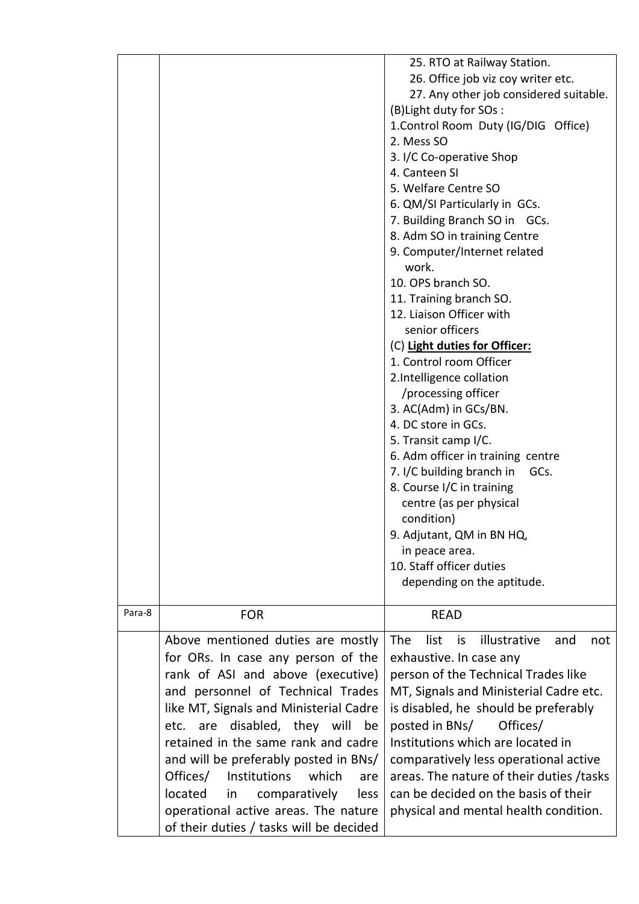| | | |
|---|---|---|
| | | 25. RTO at Railway Station.<br>26. Office job viz coy writer etc.<br>27. Any other job considered suitable.<br>(B)Light duty for SOs :<br>1.Control Room Duty (IG/DIG Office)<br>2. Mess SO<br>3. I/C Co-operative Shop<br>4. Canteen SI<br>5. Welfare Centre SO<br>6. QM/SI Particularly in GCs.<br>7. Building Branch SO in GCs.<br>8. Adm SO in training Centre<br>9. Computer/Internet related work.<br>10. OPS branch SO.<br>11. Training branch SO.<br>12. Liaison Officer with senior officers<br>(C) **Light duties for Officer:**<br>1. Control room Officer<br>2.Intelligence collation /processing officer<br>3. AC(Adm) in GCs/BN.<br>4. DC store in GCs.<br>5. Transit camp I/C.<br>6. Adm officer in training centre<br>7. I/C building branch in GCs.<br>8. Course I/C in training centre (as per physical condition)<br>9. Adjutant, QM in BN HQ, in peace area.<br>10. Staff officer duties depending on the aptitude. |
| Para-8 | FOR | READ |
| | Above mentioned duties are mostly for ORs. In case any person of the rank of ASI and above (executive) and personnel of Technical Trades like MT, Signals and Ministerial Cadre etc. are disabled, they will be retained in the same rank and cadre and will be preferably posted in BNs/ Offices/ Institutions which are located in comparatively less operational active areas. The nature of their duties / tasks will be decided | The list is illustrative and not exhaustive. In case any person of the Technical Trades like MT, Signals and Ministerial Cadre etc. is disabled, he should be preferably posted in BNs/ Offices/ Institutions which are located in comparatively less operational active areas. The nature of their duties /tasks can be decided on the basis of their physical and mental health condition. |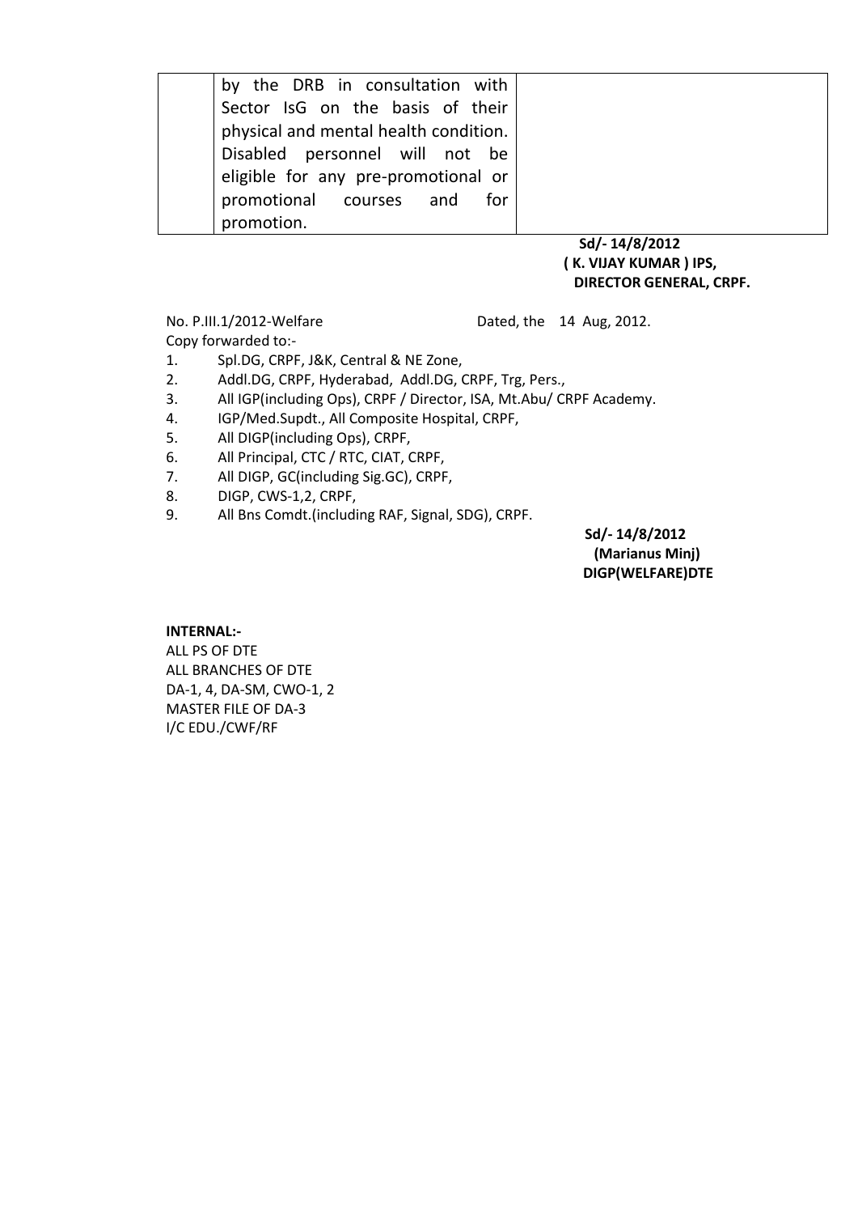|  | by the DRB in consultation with Sector IsG on the basis of their physical and mental health condition. Disabled personnel will not be eligible for any pre-promotional or promotional courses and for promotion. |  |
|---|---|---|

**Sd/- 14/8/2012**
**( K. VIJAY KUMAR ) IPS,**
**DIRECTOR GENERAL, CRPF.**

No. P.III.1/2012-Welfare Dated, the 14 Aug, 2012.

Copy forwarded to:-

1. Spl.DG, CRPF, J&K, Central & NE Zone,
2. Addl.DG, CRPF, Hyderabad, Addl.DG, CRPF, Trg, Pers.,
3. All IGP(including Ops), CRPF / Director, ISA, Mt.Abu/ CRPF Academy.
4. IGP/Med.Supdt., All Composite Hospital, CRPF,
5. All DIGP(including Ops), CRPF,
6. All Principal, CTC / RTC, CIAT, CRPF,
7. All DIGP, GC(including Sig.GC), CRPF,
8. DIGP, CWS-1,2, CRPF,
9. All Bns Comdt.(including RAF, Signal, SDG), CRPF.

**Sd/- 14/8/2012**
**(Marianus Minj)**
**DIGP(WELFARE)DTE**

**INTERNAL:-**

ALL PS OF DTE
ALL BRANCHES OF DTE
DA-1, 4, DA-SM, CWO-1, 2
MASTER FILE OF DA-3
I/C EDU./CWF/RF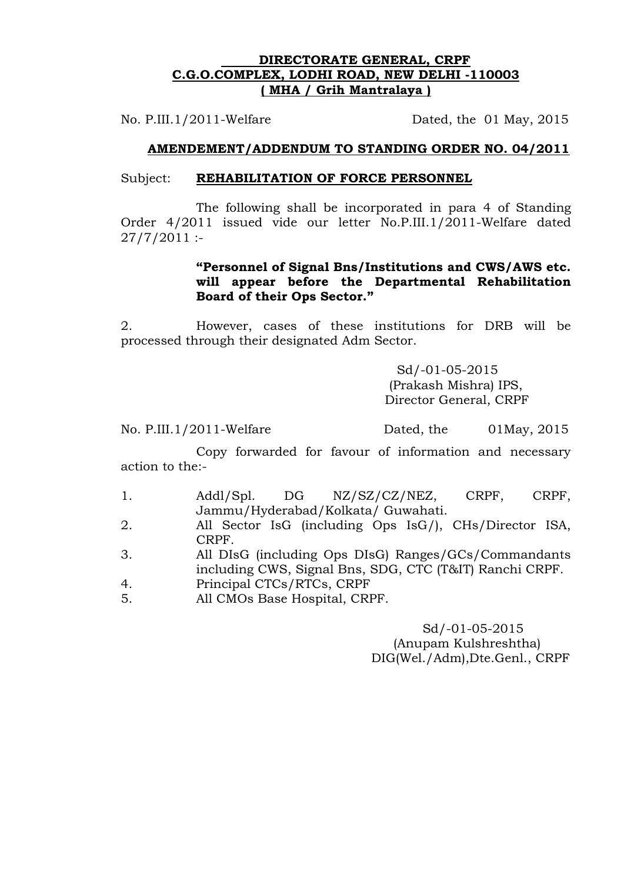**DIRECTORATE GENERAL, CRPF**
**C.G.O.COMPLEX, LODHI ROAD, NEW DELHI -110003**
**( MHA / Grih Mantralaya )**

No. P.III.1/2011-Welfare Dated, the 01 May, 2015

**AMENDEMENT/ADDENDUM TO STANDING ORDER NO. 04/2011**

Subject: **REHABILITATION OF FORCE PERSONNEL**

The following shall be incorporated in para 4 of Standing Order 4/2011 issued vide our letter No.P.III.1/2011-Welfare dated 27/7/2011 :-

> **"Personnel of Signal Bns/Institutions and CWS/AWS etc. will appear before the Departmental Rehabilitation Board of their Ops Sector."**

2. However, cases of these institutions for DRB will be processed through their designated Adm Sector.

Sd/-01-05-2015
(Prakash Mishra) IPS,
Director General, CRPF

No. P.III.1/2011-Welfare Dated, the 01May, 2015

Copy forwarded for favour of information and necessary action to the:-

1. Addl/Spl. DG NZ/SZ/CZ/NEZ, CRPF, CRPF, Jammu/Hyderabad/Kolkata/ Guwahati.
2. All Sector IsG (including Ops IsG/), CHs/Director ISA, CRPF.
3. All DIsG (including Ops DIsG) Ranges/GCs/Commandants including CWS, Signal Bns, SDG, CTC (T&IT) Ranchi CRPF.
4. Principal CTCs/RTCs, CRPF
5. All CMOs Base Hospital, CRPF.

Sd/-01-05-2015
(Anupam Kulshreshtha)
DIG(Wel./Adm),Dte.Genl., CRPF